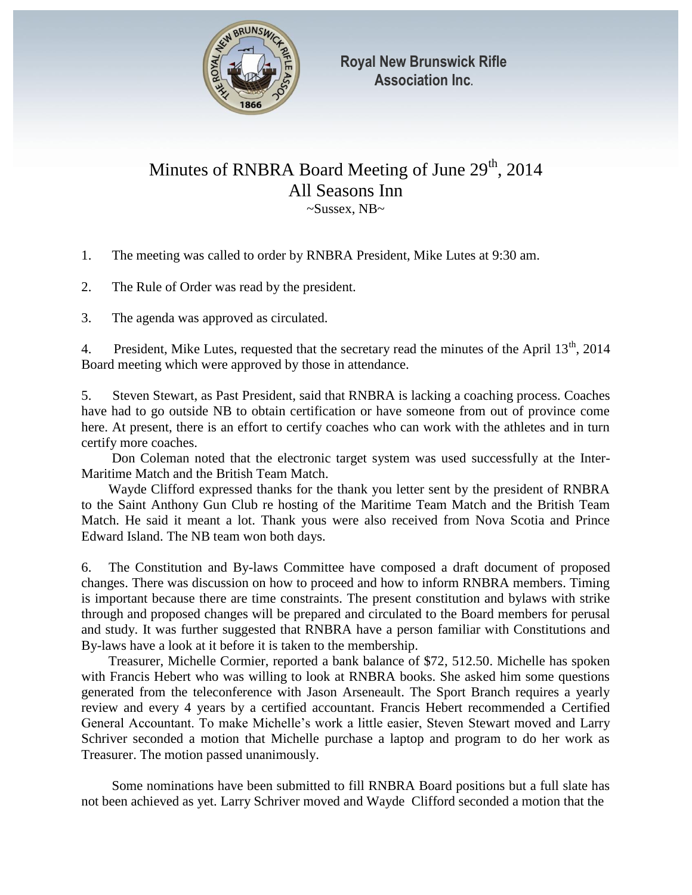Royal New Brunswick Rifle Association Inc.

# Minutes of RNBRA Board Meeting of June 29th, 2014
## All Seasons Inn
~Sussex, NB~

1. The meeting was called to order by RNBRA President, Mike Lutes at 9:30 am.

2. The Rule of Order was read by the president.

3. The agenda was approved as circulated.

4. President, Mike Lutes, requested that the secretary read the minutes of the April 13th, 2014 Board meeting which were approved by those in attendance.

5. Steven Stewart, as Past President, said that RNBRA is lacking a coaching process. Coaches have had to go outside NB to obtain certification or have someone from out of province come here. At present, there is an effort to certify coaches who can work with the athletes and in turn certify more coaches.

Don Coleman noted that the electronic target system was used successfully at the Inter-Maritime Match and the British Team Match.

Wayde Clifford expressed thanks for the thank you letter sent by the president of RNBRA to the Saint Anthony Gun Club re hosting of the Maritime Team Match and the British Team Match. He said it meant a lot. Thank yous were also received from Nova Scotia and Prince Edward Island. The NB team won both days.

6. The Constitution and By-laws Committee have composed a draft document of proposed changes. There was discussion on how to proceed and how to inform RNBRA members. Timing is important because there are time constraints. The present constitution and bylaws with strike through and proposed changes will be prepared and circulated to the Board members for perusal and study. It was further suggested that RNBRA have a person familiar with Constitutions and By-laws have a look at it before it is taken to the membership.

Treasurer, Michelle Cormier, reported a bank balance of $72, 512.50. Michelle has spoken with Francis Hebert who was willing to look at RNBRA books. She asked him some questions generated from the teleconference with Jason Arseneault. The Sport Branch requires a yearly review and every 4 years by a certified accountant. Francis Hebert recommended a Certified General Accountant. To make Michelle's work a little easier, Steven Stewart moved and Larry Schriver seconded a motion that Michelle purchase a laptop and program to do her work as Treasurer. The motion passed unanimously.

Some nominations have been submitted to fill RNBRA Board positions but a full slate has not been achieved as yet. Larry Schriver moved and Wayde Clifford seconded a motion that the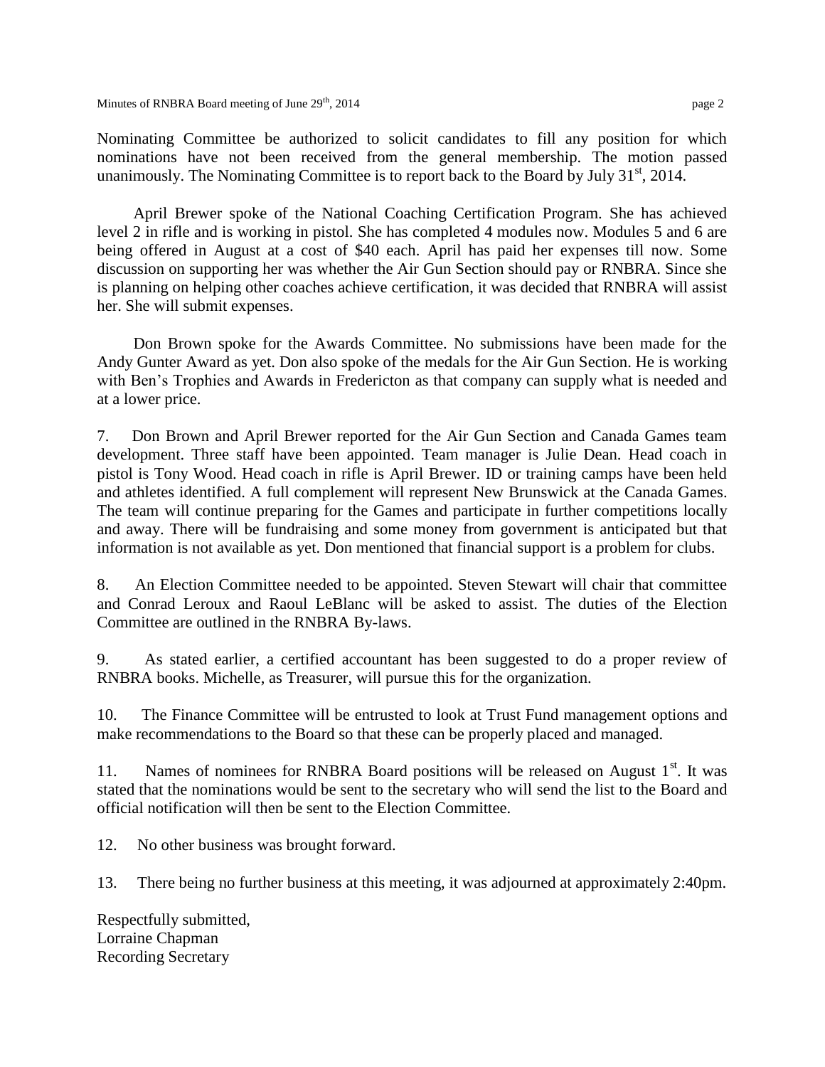Nominating Committee be authorized to solicit candidates to fill any position for which nominations have not been received from the general membership. The motion passed unanimously. The Nominating Committee is to report back to the Board by July 31st, 2014.

April Brewer spoke of the National Coaching Certification Program. She has achieved level 2 in rifle and is working in pistol. She has completed 4 modules now. Modules 5 and 6 are being offered in August at a cost of $40 each. April has paid her expenses till now. Some discussion on supporting her was whether the Air Gun Section should pay or RNBRA. Since she is planning on helping other coaches achieve certification, it was decided that RNBRA will assist her. She will submit expenses.

Don Brown spoke for the Awards Committee. No submissions have been made for the Andy Gunter Award as yet. Don also spoke of the medals for the Air Gun Section. He is working with Ben's Trophies and Awards in Fredericton as that company can supply what is needed and at a lower price.

7. Don Brown and April Brewer reported for the Air Gun Section and Canada Games team development. Three staff have been appointed. Team manager is Julie Dean. Head coach in pistol is Tony Wood. Head coach in rifle is April Brewer. ID or training camps have been held and athletes identified. A full complement will represent New Brunswick at the Canada Games. The team will continue preparing for the Games and participate in further competitions locally and away. There will be fundraising and some money from government is anticipated but that information is not available as yet. Don mentioned that financial support is a problem for clubs.

8. An Election Committee needed to be appointed. Steven Stewart will chair that committee and Conrad Leroux and Raoul LeBlanc will be asked to assist. The duties of the Election Committee are outlined in the RNBRA By-laws.

9. As stated earlier, a certified accountant has been suggested to do a proper review of RNBRA books. Michelle, as Treasurer, will pursue this for the organization.

10. The Finance Committee will be entrusted to look at Trust Fund management options and make recommendations to the Board so that these can be properly placed and managed.

11. Names of nominees for RNBRA Board positions will be released on August 1st. It was stated that the nominations would be sent to the secretary who will send the list to the Board and official notification will then be sent to the Election Committee.

12. No other business was brought forward.

13. There being no further business at this meeting, it was adjourned at approximately 2:40pm.

Respectfully submitted,  
Lorraine Chapman  
Recording Secretary